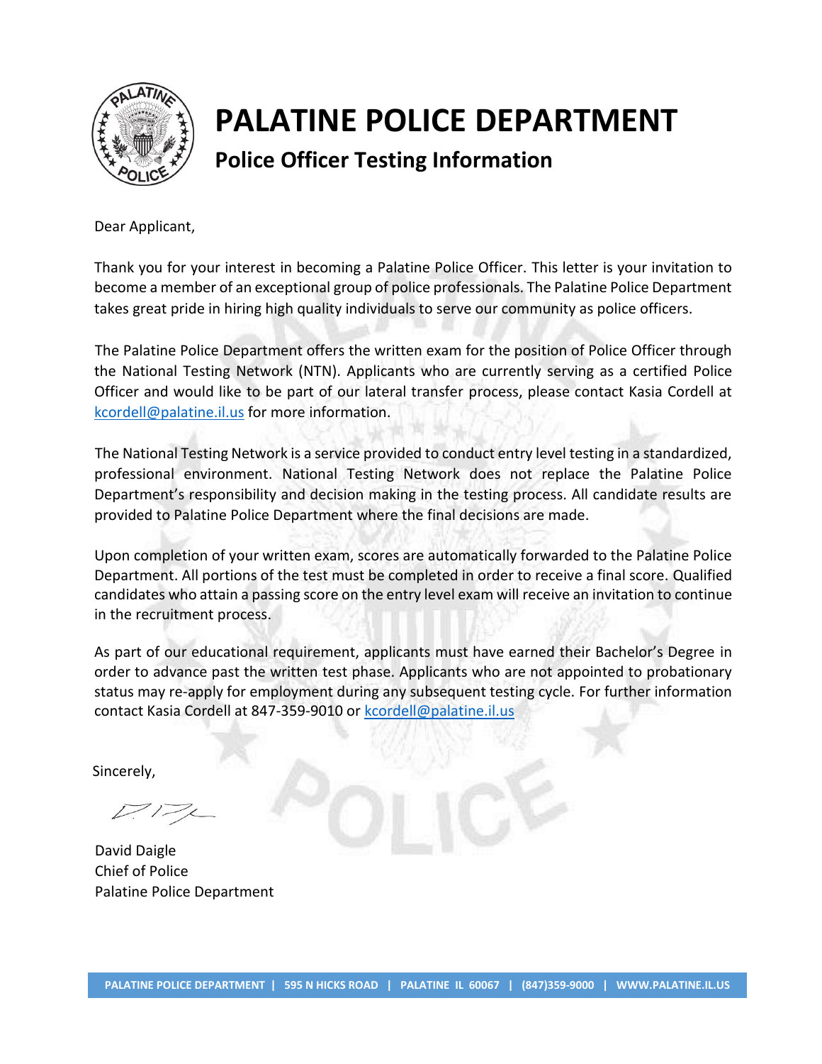# PALATINE POLICE DEPARTMENT

## Police Officer Testing Information

Dear Applicant,

Thank you for your interest in becoming a Palatine Police Officer. This letter is your invitation to become a member of an exceptional group of police professionals. The Palatine Police Department takes great pride in hiring high quality individuals to serve our community as police officers.

The Palatine Police Department offers the written exam for the position of Police Officer through the National Testing Network (NTN). Applicants who are currently serving as a certified Police Officer and would like to be part of our lateral transfer process, please contact Kasia Cordell at kcordell@palatine.il.us for more information.

The National Testing Network is a service provided to conduct entry level testing in a standardized, professional environment. National Testing Network does not replace the Palatine Police Department's responsibility and decision making in the testing process. All candidate results are provided to Palatine Police Department where the final decisions are made.

Upon completion of your written exam, scores are automatically forwarded to the Palatine Police Department. All portions of the test must be completed in order to receive a final score. Qualified candidates who attain a passing score on the entry level exam will receive an invitation to continue in the recruitment process.

As part of our educational requirement, applicants must have earned their Bachelor's Degree in order to advance past the written test phase. Applicants who are not appointed to probationary status may re-apply for employment during any subsequent testing cycle. For further information contact Kasia Cordell at 847-359-9010 or kcordell@palatine.il.us

Sincerely,

David Daigle
Chief of Police
Palatine Police Department

PALATINE POLICE DEPARTMENT | 595 N HICKS ROAD | PALATINE IL 60067 | (847)359-9000 | WWW.PALATINE.IL.US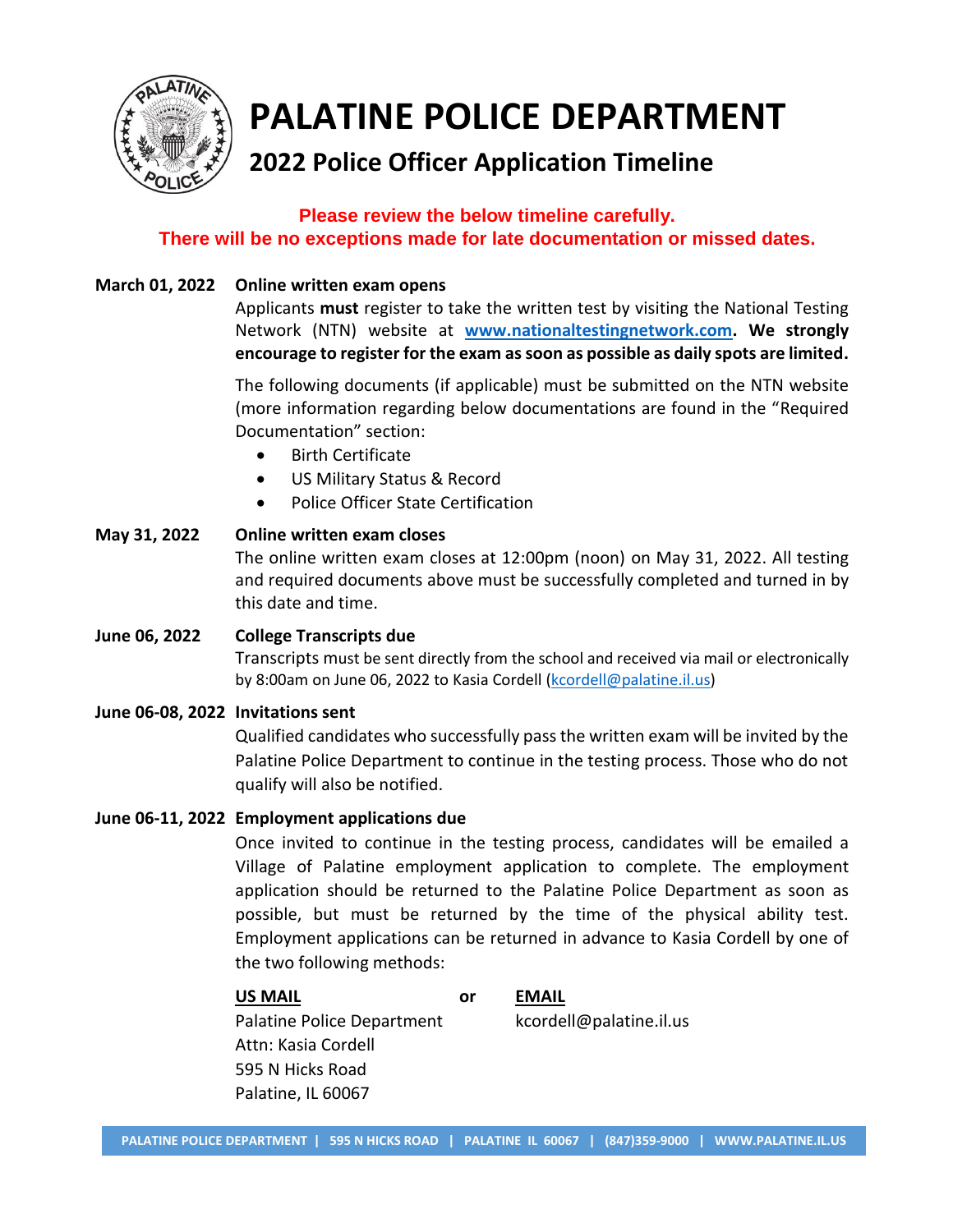# PALATINE POLICE DEPARTMENT

## 2022 Police Officer Application Timeline

**Please review the below timeline carefully.**
**There will be no exceptions made for late documentation or missed dates.**

**March 01, 2022** **Online written exam opens**

Applicants **must** register to take the written test by visiting the National Testing Network (NTN) website at **www.nationaltestingnetwork.com. We strongly encourage to register for the exam as soon as possible as daily spots are limited.**

The following documents (if applicable) must be submitted on the NTN website (more information regarding below documentations are found in the "Required Documentation" section:

- Birth Certificate
- US Military Status & Record
- Police Officer State Certification

**May 31, 2022** **Online written exam closes**

The online written exam closes at 12:00pm (noon) on May 31, 2022. All testing and required documents above must be successfully completed and turned in by this date and time.

**June 06, 2022** **College Transcripts due**

Transcripts must be sent directly from the school and received via mail or electronically by 8:00am on June 06, 2022 to Kasia Cordell (kcordell@palatine.il.us)

**June 06-08, 2022** **Invitations sent**

Qualified candidates who successfully pass the written exam will be invited by the Palatine Police Department to continue in the testing process. Those who do not qualify will also be notified.

**June 06-11, 2022** **Employment applications due**

Once invited to continue in the testing process, candidates will be emailed a Village of Palatine employment application to complete. The employment application should be returned to the Palatine Police Department as soon as possible, but must be returned by the time of the physical ability test. Employment applications can be returned in advance to Kasia Cordell by one of the two following methods:

**US MAIL** or **EMAIL**

Palatine Police Department
Attn: Kasia Cordell
595 N Hicks Road
Palatine, IL 60067

kcordell@palatine.il.us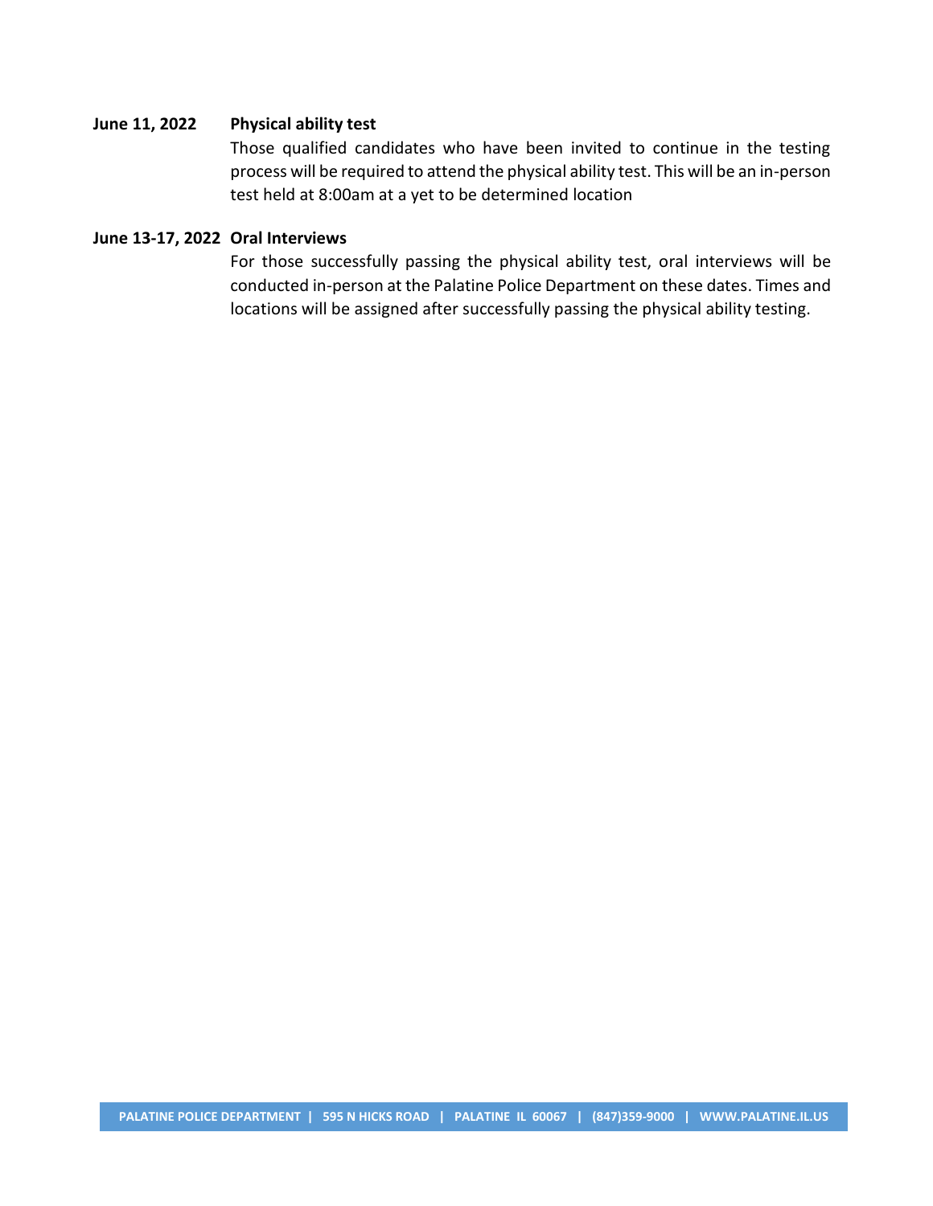**June 11, 2022** **Physical ability test**

Those qualified candidates who have been invited to continue in the testing process will be required to attend the physical ability test. This will be an in-person test held at 8:00am at a yet to be determined location

**June 13-17, 2022** **Oral Interviews**

For those successfully passing the physical ability test, oral interviews will be conducted in-person at the Palatine Police Department on these dates. Times and locations will be assigned after successfully passing the physical ability testing.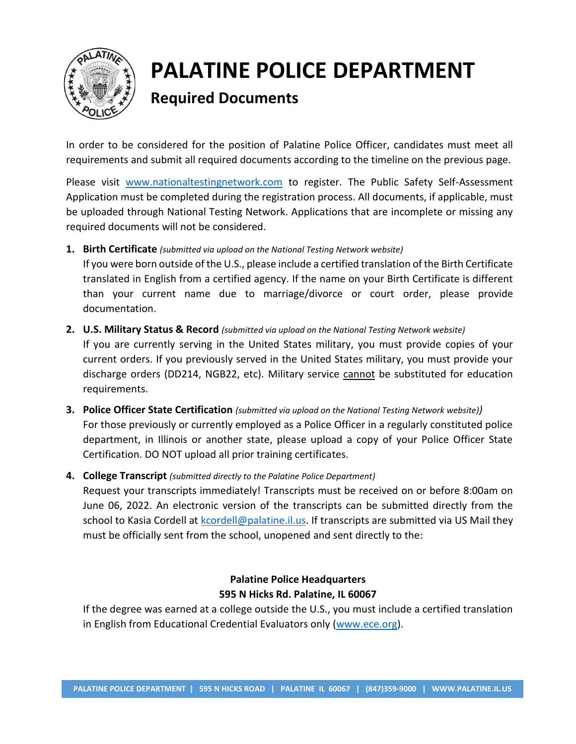# PALATINE POLICE DEPARTMENT

## Required Documents

In order to be considered for the position of Palatine Police Officer, candidates must meet all requirements and submit all required documents according to the timeline on the previous page.

Please visit www.nationaltestingnetwork.com to register. The Public Safety Self-Assessment Application must be completed during the registration process. All documents, if applicable, must be uploaded through National Testing Network. Applications that are incomplete or missing any required documents will not be considered.

1. **Birth Certificate** *(submitted via upload on the National Testing Network website)*
   If you were born outside of the U.S., please include a certified translation of the Birth Certificate translated in English from a certified agency. If the name on your Birth Certificate is different than your current name due to marriage/divorce or court order, please provide documentation.

2. **U.S. Military Status & Record** *(submitted via upload on the National Testing Network website)*
   If you are currently serving in the United States military, you must provide copies of your current orders. If you previously served in the United States military, you must provide your discharge orders (DD214, NGB22, etc). Military service <u>cannot</u> be substituted for education requirements.

3. **Police Officer State Certification** *(submitted via upload on the National Testing Network website))*
   For those previously or currently employed as a Police Officer in a regularly constituted police department, in Illinois or another state, please upload a copy of your Police Officer State Certification. DO NOT upload all prior training certificates.

4. **College Transcript** *(submitted directly to the Palatine Police Department)*
   Request your transcripts immediately! Transcripts must be received on or before 8:00am on June 06, 2022. An electronic version of the transcripts can be submitted directly from the school to Kasia Cordell at kcordell@palatine.il.us. If transcripts are submitted via US Mail they must be officially sent from the school, unopened and sent directly to the:

   **Palatine Police Headquarters**
   **595 N Hicks Rd. Palatine, IL 60067**

   If the degree was earned at a college outside the U.S., you must include a certified translation in English from Educational Credential Evaluators only (www.ece.org).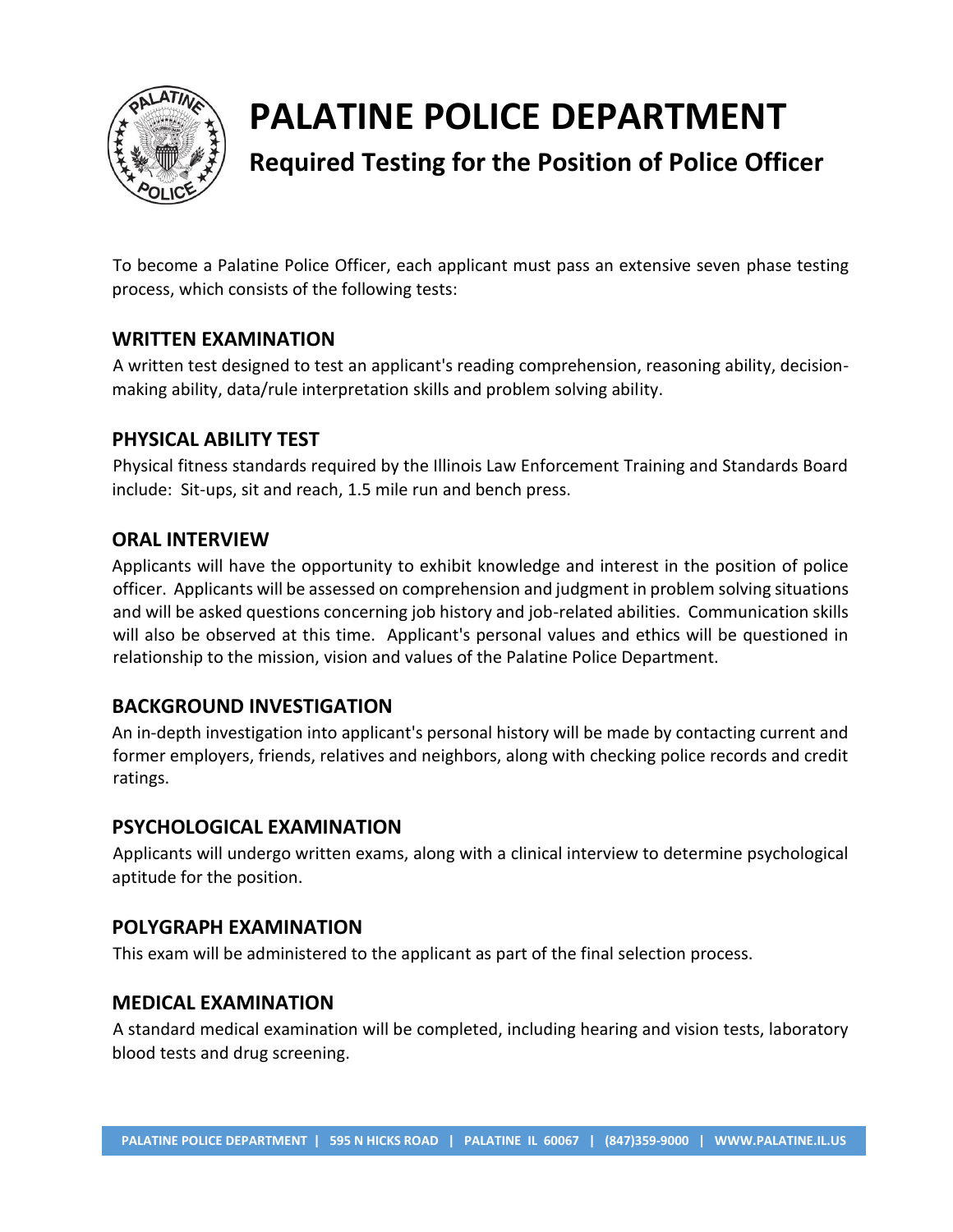# PALATINE POLICE DEPARTMENT

## Required Testing for the Position of Police Officer

To become a Palatine Police Officer, each applicant must pass an extensive seven phase testing process, which consists of the following tests:

### WRITTEN EXAMINATION

A written test designed to test an applicant's reading comprehension, reasoning ability, decision-making ability, data/rule interpretation skills and problem solving ability.

### PHYSICAL ABILITY TEST

Physical fitness standards required by the Illinois Law Enforcement Training and Standards Board include: Sit-ups, sit and reach, 1.5 mile run and bench press.

### ORAL INTERVIEW

Applicants will have the opportunity to exhibit knowledge and interest in the position of police officer. Applicants will be assessed on comprehension and judgment in problem solving situations and will be asked questions concerning job history and job-related abilities. Communication skills will also be observed at this time. Applicant's personal values and ethics will be questioned in relationship to the mission, vision and values of the Palatine Police Department.

### BACKGROUND INVESTIGATION

An in-depth investigation into applicant's personal history will be made by contacting current and former employers, friends, relatives and neighbors, along with checking police records and credit ratings.

### PSYCHOLOGICAL EXAMINATION

Applicants will undergo written exams, along with a clinical interview to determine psychological aptitude for the position.

### POLYGRAPH EXAMINATION

This exam will be administered to the applicant as part of the final selection process.

### MEDICAL EXAMINATION

A standard medical examination will be completed, including hearing and vision tests, laboratory blood tests and drug screening.

PALATINE POLICE DEPARTMENT | 595 N HICKS ROAD | PALATINE IL 60067 | (847)359-9000 | WWW.PALATINE.IL.US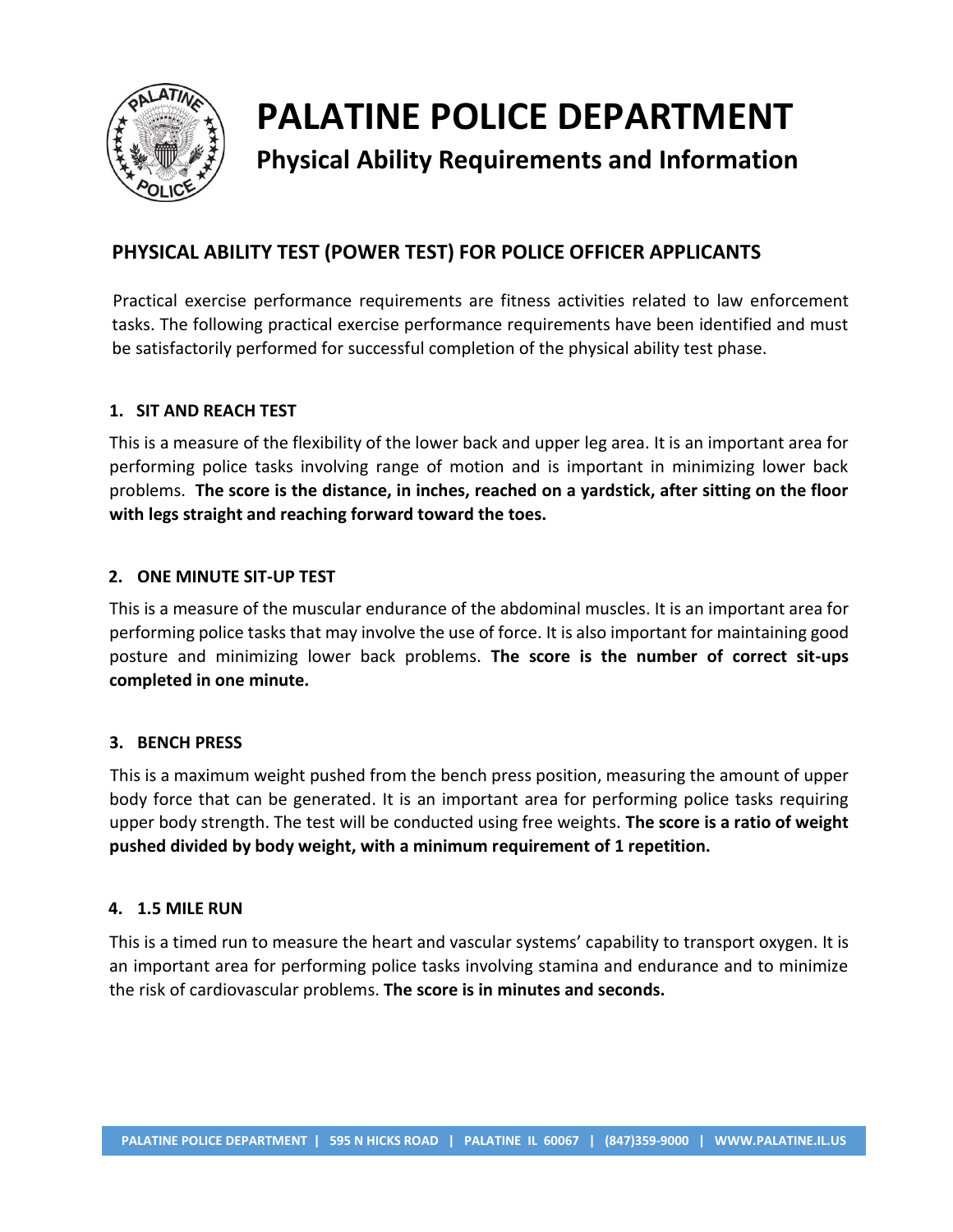# PALATINE POLICE DEPARTMENT

## Physical Ability Requirements and Information

### PHYSICAL ABILITY TEST (POWER TEST) FOR POLICE OFFICER APPLICANTS

Practical exercise performance requirements are fitness activities related to law enforcement tasks. The following practical exercise performance requirements have been identified and must be satisfactorily performed for successful completion of the physical ability test phase.

#### 1. SIT AND REACH TEST

This is a measure of the flexibility of the lower back and upper leg area. It is an important area for performing police tasks involving range of motion and is important in minimizing lower back problems. **The score is the distance, in inches, reached on a yardstick, after sitting on the floor with legs straight and reaching forward toward the toes.**

#### 2. ONE MINUTE SIT-UP TEST

This is a measure of the muscular endurance of the abdominal muscles. It is an important area for performing police tasks that may involve the use of force. It is also important for maintaining good posture and minimizing lower back problems. **The score is the number of correct sit-ups completed in one minute.**

#### 3. BENCH PRESS

This is a maximum weight pushed from the bench press position, measuring the amount of upper body force that can be generated. It is an important area for performing police tasks requiring upper body strength. The test will be conducted using free weights. **The score is a ratio of weight pushed divided by body weight, with a minimum requirement of 1 repetition.**

#### 4. 1.5 MILE RUN

This is a timed run to measure the heart and vascular systems' capability to transport oxygen. It is an important area for performing police tasks involving stamina and endurance and to minimize the risk of cardiovascular problems. **The score is in minutes and seconds.**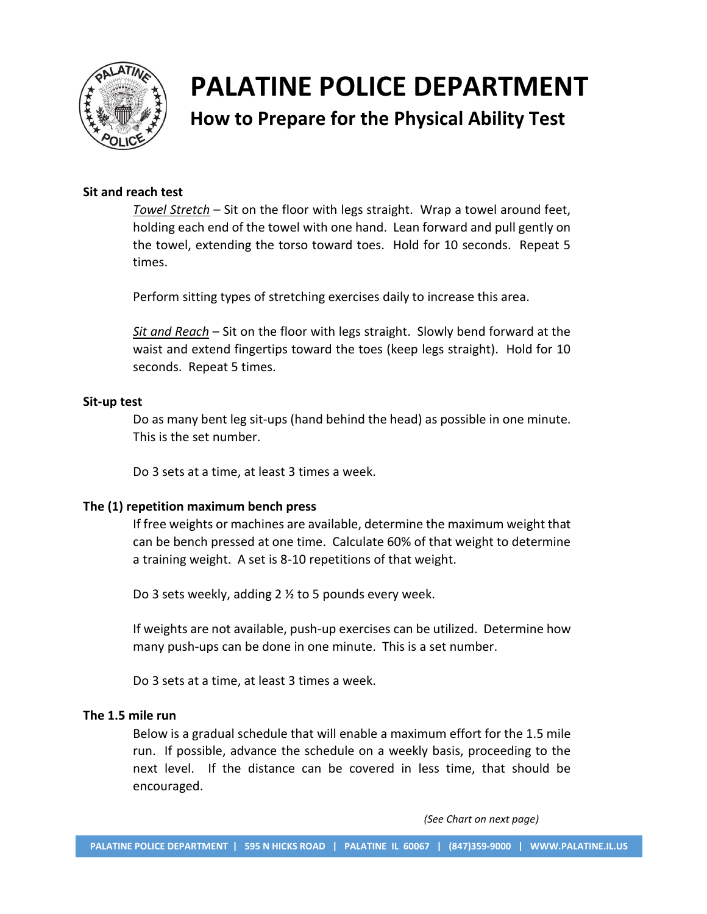# PALATINE POLICE DEPARTMENT

## How to Prepare for the Physical Ability Test

**Sit and reach test**

*Towel Stretch* – Sit on the floor with legs straight. Wrap a towel around feet, holding each end of the towel with one hand. Lean forward and pull gently on the towel, extending the torso toward toes. Hold for 10 seconds. Repeat 5 times.

Perform sitting types of stretching exercises daily to increase this area.

*Sit and Reach* – Sit on the floor with legs straight. Slowly bend forward at the waist and extend fingertips toward the toes (keep legs straight). Hold for 10 seconds. Repeat 5 times.

**Sit-up test**

Do as many bent leg sit-ups (hand behind the head) as possible in one minute. This is the set number.

Do 3 sets at a time, at least 3 times a week.

**The (1) repetition maximum bench press**

If free weights or machines are available, determine the maximum weight that can be bench pressed at one time. Calculate 60% of that weight to determine a training weight. A set is 8-10 repetitions of that weight.

Do 3 sets weekly, adding 2 ½ to 5 pounds every week.

If weights are not available, push-up exercises can be utilized. Determine how many push-ups can be done in one minute. This is a set number.

Do 3 sets at a time, at least 3 times a week.

**The 1.5 mile run**

Below is a gradual schedule that will enable a maximum effort for the 1.5 mile run. If possible, advance the schedule on a weekly basis, proceeding to the next level. If the distance can be covered in less time, that should be encouraged.

*(See Chart on next page)*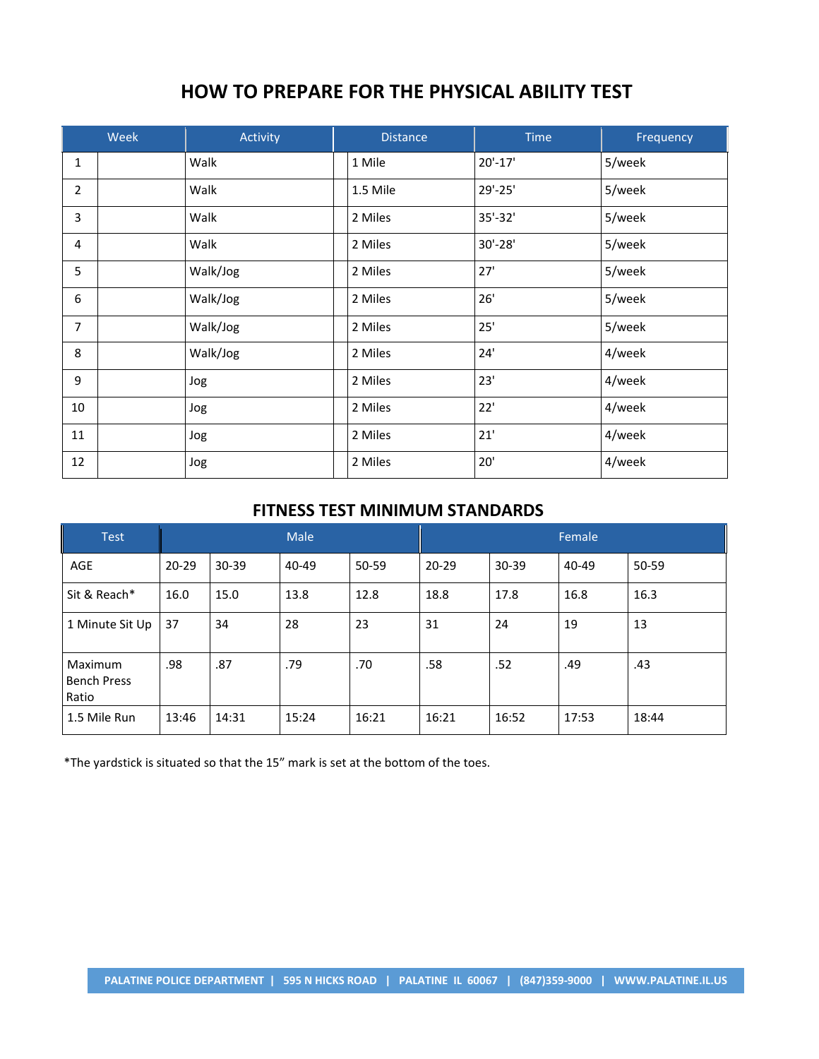# HOW TO PREPARE FOR THE PHYSICAL ABILITY TEST

| Week | Activity | Distance | Time | Frequency |
|---|---|---|---|---|
| 1 | Walk | 1 Mile | 20'-17' | 5/week |
| 2 | Walk | 1.5 Mile | 29'-25' | 5/week |
| 3 | Walk | 2 Miles | 35'-32' | 5/week |
| 4 | Walk | 2 Miles | 30'-28' | 5/week |
| 5 | Walk/Jog | 2 Miles | 27' | 5/week |
| 6 | Walk/Jog | 2 Miles | 26' | 5/week |
| 7 | Walk/Jog | 2 Miles | 25' | 5/week |
| 8 | Walk/Jog | 2 Miles | 24' | 4/week |
| 9 | Jog | 2 Miles | 23' | 4/week |
| 10 | Jog | 2 Miles | 22' | 4/week |
| 11 | Jog | 2 Miles | 21' | 4/week |
| 12 | Jog | 2 Miles | 20' | 4/week |

## FITNESS TEST MINIMUM STANDARDS

| Test | Male | | | | Female | | | |
|---|---|---|---|---|---|---|---|---|
| AGE | 20-29 | 30-39 | 40-49 | 50-59 | 20-29 | 30-39 | 40-49 | 50-59 |
| Sit & Reach* | 16.0 | 15.0 | 13.8 | 12.8 | 18.8 | 17.8 | 16.8 | 16.3 |
| 1 Minute Sit Up | 37 | 34 | 28 | 23 | 31 | 24 | 19 | 13 |
| Maximum Bench Press Ratio | .98 | .87 | .79 | .70 | .58 | .52 | .49 | .43 |
| 1.5 Mile Run | 13:46 | 14:31 | 15:24 | 16:21 | 16:21 | 16:52 | 17:53 | 18:44 |

*The yardstick is situated so that the 15" mark is set at the bottom of the toes.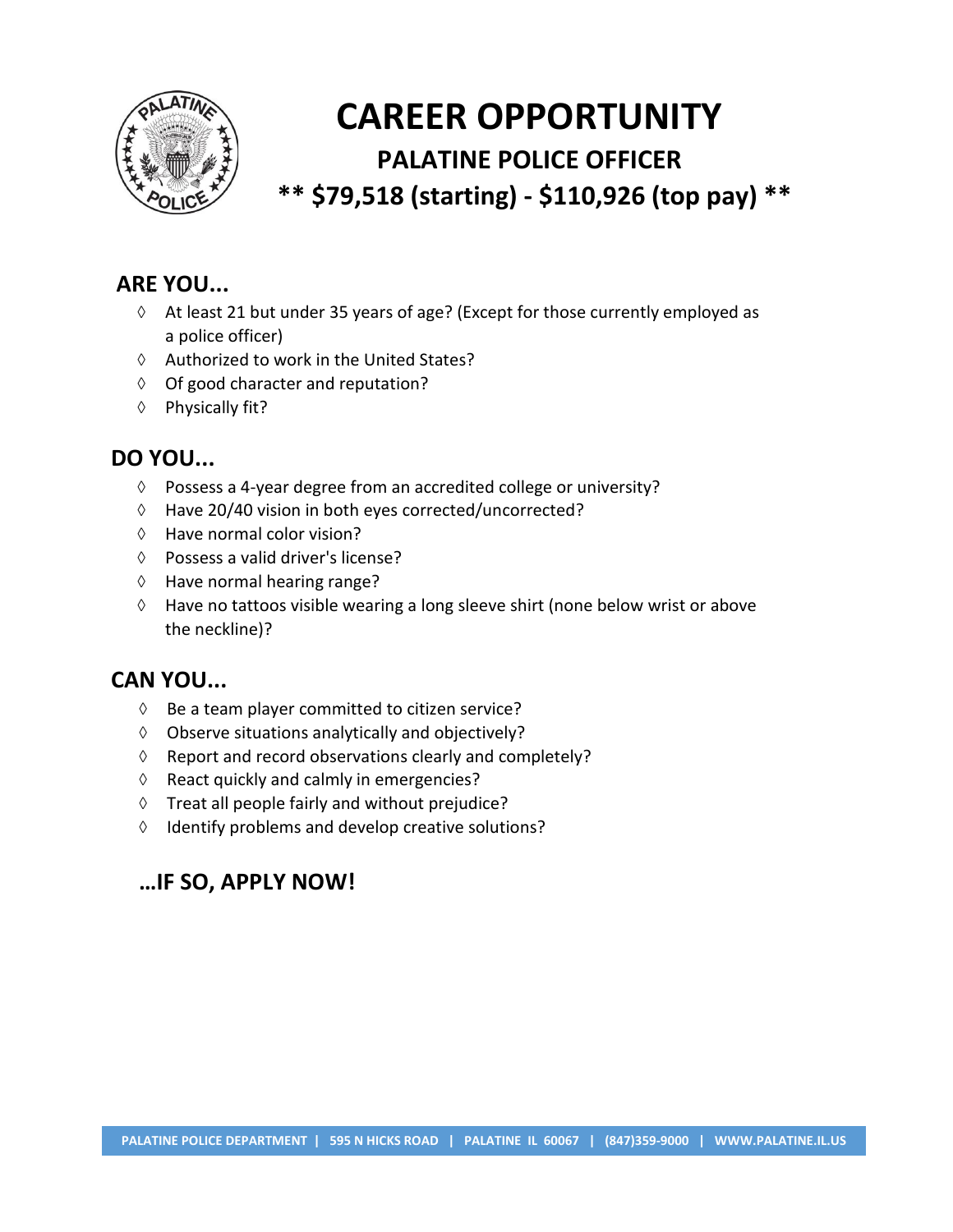# CAREER OPPORTUNITY

## PALATINE POLICE OFFICER

## ** $79,518 (starting) - $110,926 (top pay) **

### ARE YOU...

- At least 21 but under 35 years of age? (Except for those currently employed as a police officer)
- Authorized to work in the United States?
- Of good character and reputation?
- Physically fit?

### DO YOU...

- Possess a 4-year degree from an accredited college or university?
- Have 20/40 vision in both eyes corrected/uncorrected?
- Have normal color vision?
- Possess a valid driver's license?
- Have normal hearing range?
- Have no tattoos visible wearing a long sleeve shirt (none below wrist or above the neckline)?

### CAN YOU...

- Be a team player committed to citizen service?
- Observe situations analytically and objectively?
- Report and record observations clearly and completely?
- React quickly and calmly in emergencies?
- Treat all people fairly and without prejudice?
- Identify problems and develop creative solutions?

### …IF SO, APPLY NOW!

PALATINE POLICE DEPARTMENT | 595 N HICKS ROAD | PALATINE IL 60067 | (847)359-9000 | WWW.PALATINE.IL.US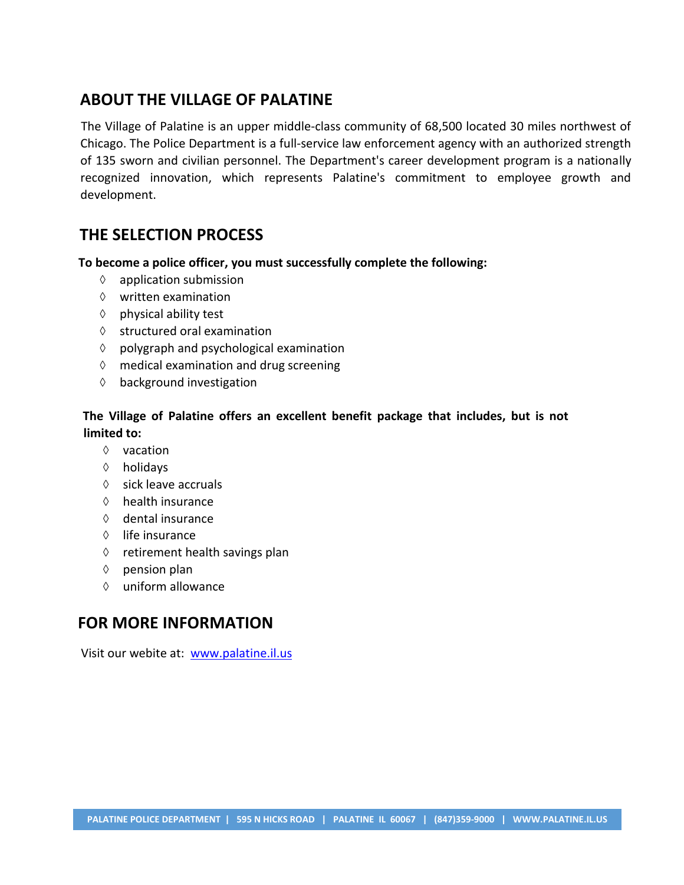## ABOUT THE VILLAGE OF PALATINE

The Village of Palatine is an upper middle-class community of 68,500 located 30 miles northwest of Chicago. The Police Department is a full-service law enforcement agency with an authorized strength of 135 sworn and civilian personnel. The Department's career development program is a nationally recognized innovation, which represents Palatine's commitment to employee growth and development.

## THE SELECTION PROCESS

**To become a police officer, you must successfully complete the following:**

- application submission
- written examination
- physical ability test
- structured oral examination
- polygraph and psychological examination
- medical examination and drug screening
- background investigation

**The Village of Palatine offers an excellent benefit package that includes, but is not limited to:**

- vacation
- holidays
- sick leave accruals
- health insurance
- dental insurance
- life insurance
- retirement health savings plan
- pension plan
- uniform allowance

## FOR MORE INFORMATION

Visit our webite at: [www.palatine.il.us](http://www.palatine.il.us)

PALATINE POLICE DEPARTMENT | 595 N HICKS ROAD | PALATINE IL 60067 | (847)359-9000 | WWW.PALATINE.IL.US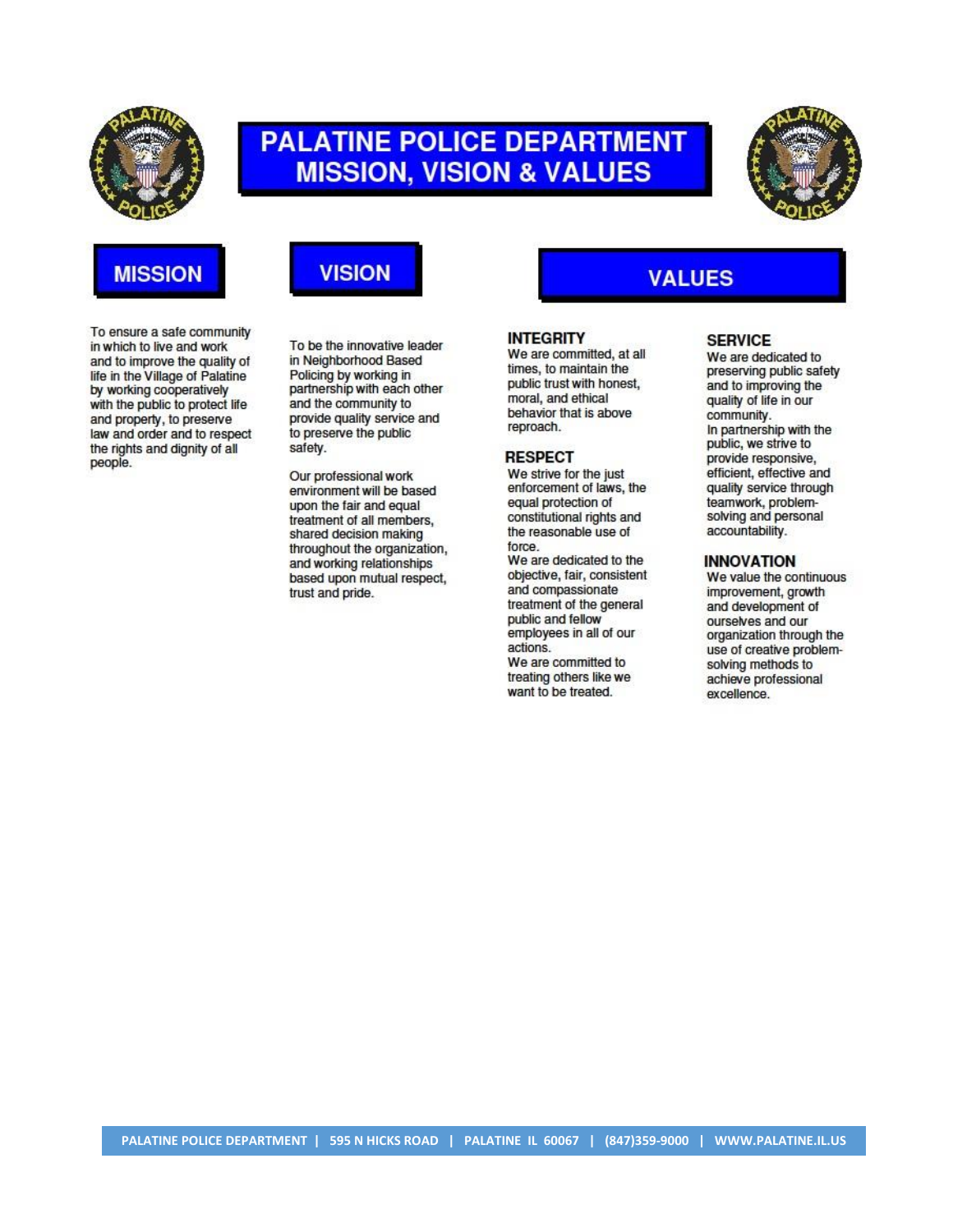# PALATINE POLICE DEPARTMENT MISSION, VISION & VALUES

## MISSION

To ensure a safe community in which to live and work and to improve the quality of life in the Village of Palatine by working cooperatively with the public to protect life and property, to preserve law and order and to respect the rights and dignity of all people.

## VISION

To be the innovative leader in Neighborhood Based Policing by working in partnership with each other and the community to provide quality service and to preserve the public safety.

Our professional work environment will be based upon the fair and equal treatment of all members, shared decision making throughout the organization, and working relationships based upon mutual respect, trust and pride.

## VALUES

### INTEGRITY

We are committed, at all times, to maintain the public trust with honest, moral, and ethical behavior that is above reproach.

### RESPECT

We strive for the just enforcement of laws, the equal protection of constitutional rights and the reasonable use of force.

We are dedicated to the objective, fair, consistent and compassionate treatment of the general public and fellow employees in all of our actions.

We are committed to treating others like we want to be treated.

### SERVICE

We are dedicated to preserving public safety and to improving the quality of life in our community.

In partnership with the public, we strive to provide responsive, efficient, effective and quality service through teamwork, problem-solving and personal accountability.

### INNOVATION

We value the continuous improvement, growth and development of ourselves and our organization through the use of creative problem-solving methods to achieve professional excellence.

PALATINE POLICE DEPARTMENT | 595 N HICKS ROAD | PALATINE IL 60067 | (847)359-9000 | WWW.PALATINE.IL.US